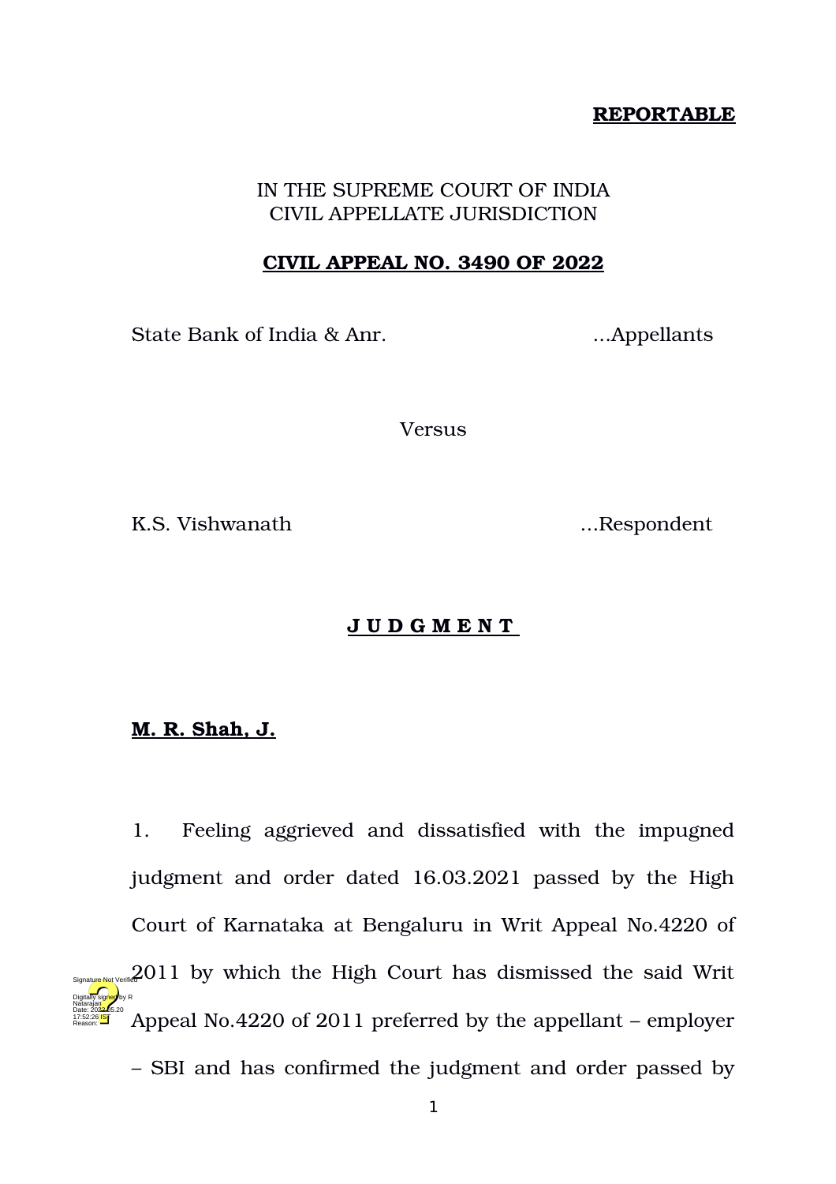**REPORTABLE**

IN THE SUPREME COURT OF INDIA
CIVIL APPELLATE JURISDICTION

**CIVIL APPEAL NO. 3490 OF 2022**

State Bank of India & Anr. ...Appellants

Versus

K.S. Vishwanath ...Respondent

**J U D G M E N T**

**M. R. Shah, J.**

1. Feeling aggrieved and dissatisfied with the impugned judgment and order dated 16.03.2021 passed by the High Court of Karnataka at Bengaluru in Writ Appeal No.4220 of 2011 by which the High Court has dismissed the said Writ Appeal No.4220 of 2011 preferred by the appellant – employer – SBI and has confirmed the judgment and order passed by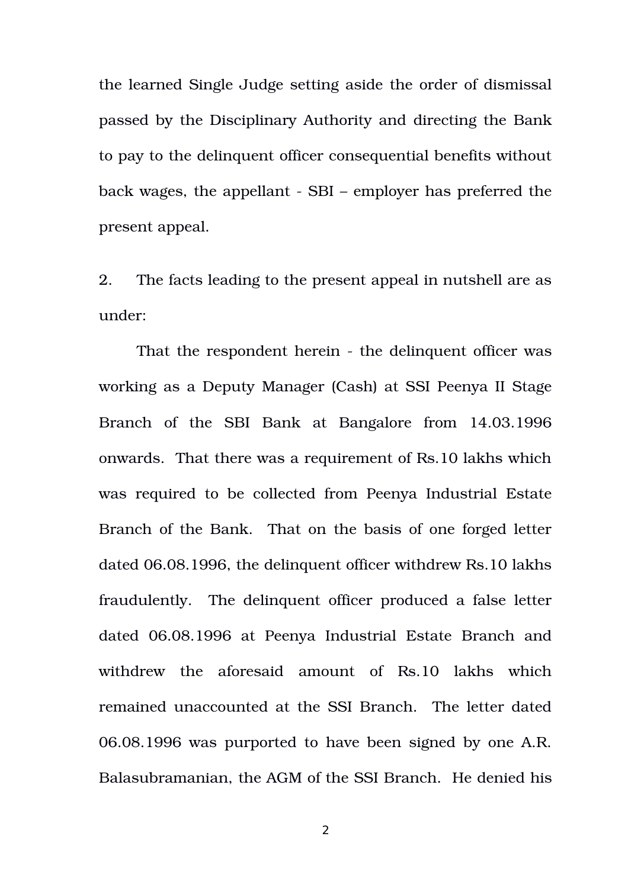the learned Single Judge setting aside the order of dismissal passed by the Disciplinary Authority and directing the Bank to pay to the delinquent officer consequential benefits without back wages, the appellant - SBI – employer has preferred the present appeal.

2. The facts leading to the present appeal in nutshell are as under:

That the respondent herein - the delinquent officer was working as a Deputy Manager (Cash) at SSI Peenya II Stage Branch of the SBI Bank at Bangalore from 14.03.1996 onwards. That there was a requirement of Rs.10 lakhs which was required to be collected from Peenya Industrial Estate Branch of the Bank. That on the basis of one forged letter dated 06.08.1996, the delinquent officer withdrew Rs.10 lakhs fraudulently. The delinquent officer produced a false letter dated 06.08.1996 at Peenya Industrial Estate Branch and withdrew the aforesaid amount of Rs.10 lakhs which remained unaccounted at the SSI Branch. The letter dated 06.08.1996 was purported to have been signed by one A.R. Balasubramanian, the AGM of the SSI Branch. He denied his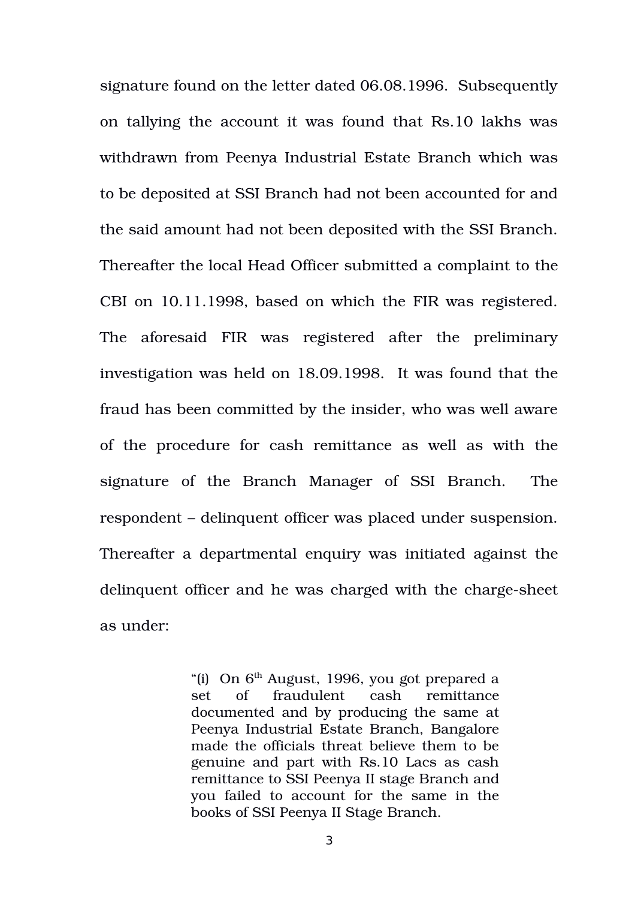signature found on the letter dated 06.08.1996. Subsequently on tallying the account it was found that Rs.10 lakhs was withdrawn from Peenya Industrial Estate Branch which was to be deposited at SSI Branch had not been accounted for and the said amount had not been deposited with the SSI Branch. Thereafter the local Head Officer submitted a complaint to the CBI on 10.11.1998, based on which the FIR was registered. The aforesaid FIR was registered after the preliminary investigation was held on 18.09.1998. It was found that the fraud has been committed by the insider, who was well aware of the procedure for cash remittance as well as with the signature of the Branch Manager of SSI Branch. The respondent – delinquent officer was placed under suspension. Thereafter a departmental enquiry was initiated against the delinquent officer and he was charged with the charge-sheet as under:

> "(i) On 6th August, 1996, you got prepared a set of fraudulent cash remittance documented and by producing the same at Peenya Industrial Estate Branch, Bangalore made the officials threat believe them to be genuine and part with Rs.10 Lacs as cash remittance to SSI Peenya II stage Branch and you failed to account for the same in the books of SSI Peenya II Stage Branch.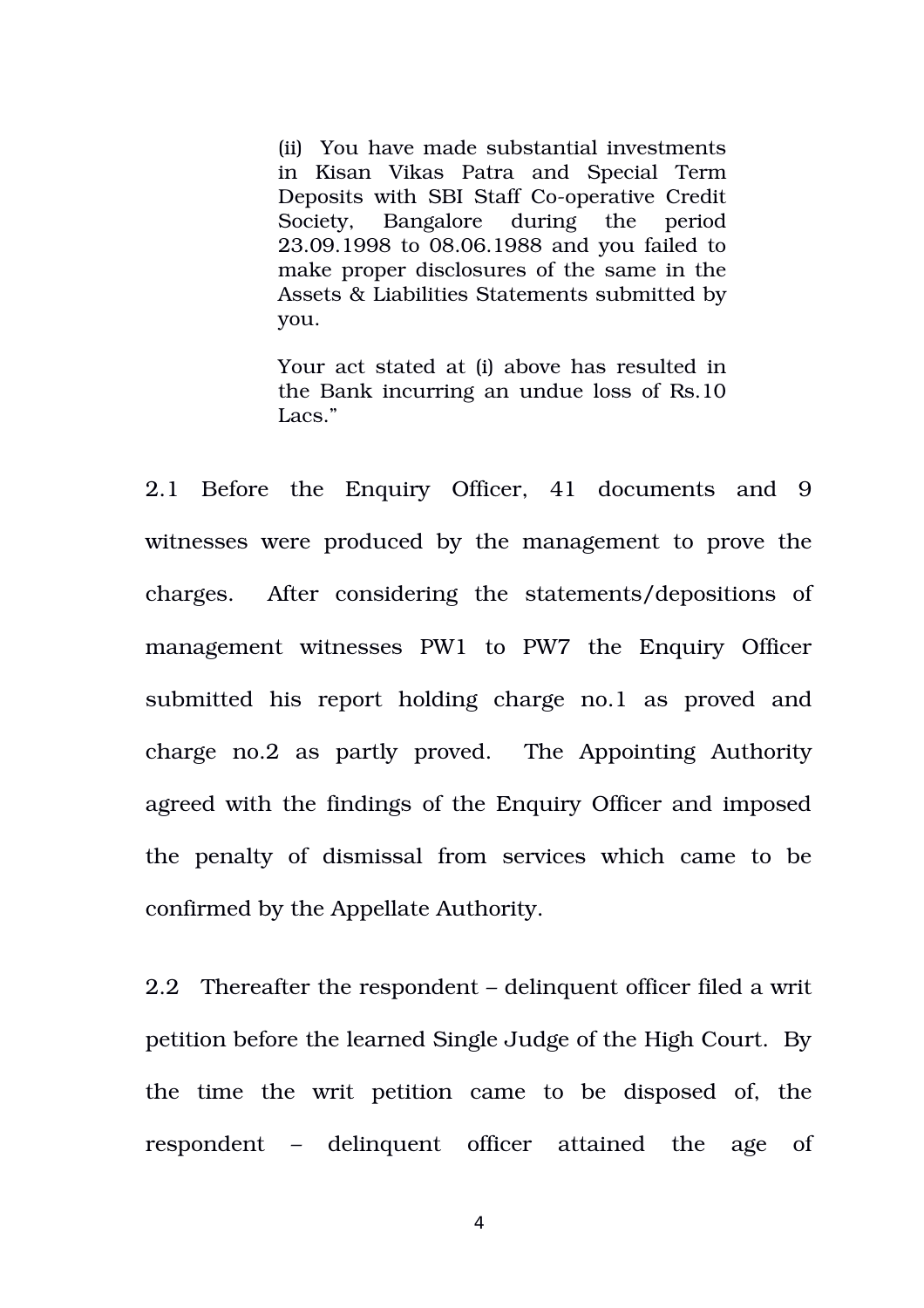> (ii) You have made substantial investments in Kisan Vikas Patra and Special Term Deposits with SBI Staff Co-operative Credit Society, Bangalore during the period 23.09.1998 to 08.06.1988 and you failed to make proper disclosures of the same in the Assets & Liabilities Statements submitted by you.
>
> Your act stated at (i) above has resulted in the Bank incurring an undue loss of Rs.10 Lacs."

2.1 Before the Enquiry Officer, 41 documents and 9 witnesses were produced by the management to prove the charges. After considering the statements/depositions of management witnesses PW1 to PW7 the Enquiry Officer submitted his report holding charge no.1 as proved and charge no.2 as partly proved. The Appointing Authority agreed with the findings of the Enquiry Officer and imposed the penalty of dismissal from services which came to be confirmed by the Appellate Authority.

2.2 Thereafter the respondent – delinquent officer filed a writ petition before the learned Single Judge of the High Court. By the time the writ petition came to be disposed of, the respondent – delinquent officer attained the age of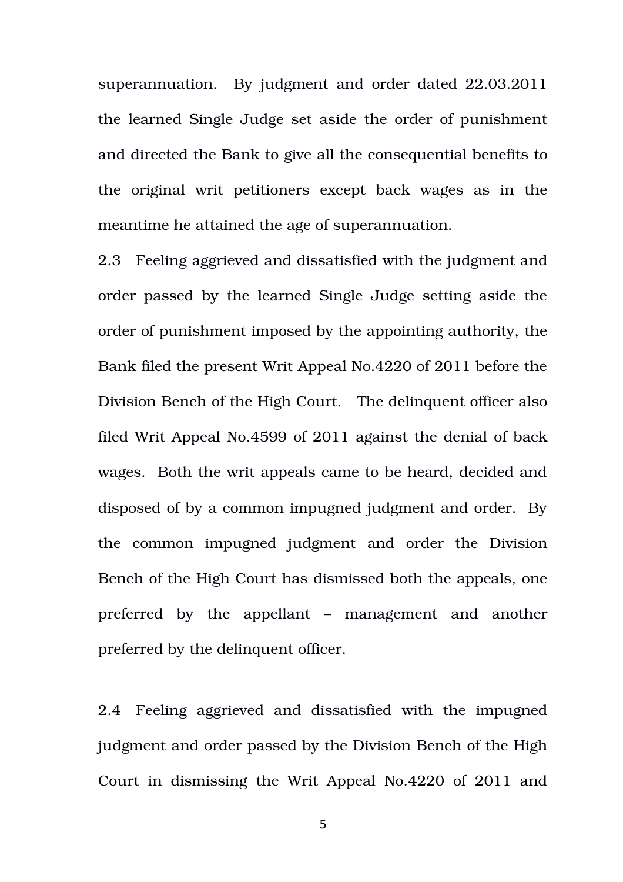superannuation. By judgment and order dated 22.03.2011 the learned Single Judge set aside the order of punishment and directed the Bank to give all the consequential benefits to the original writ petitioners except back wages as in the meantime he attained the age of superannuation.

2.3 Feeling aggrieved and dissatisfied with the judgment and order passed by the learned Single Judge setting aside the order of punishment imposed by the appointing authority, the Bank filed the present Writ Appeal No.4220 of 2011 before the Division Bench of the High Court. The delinquent officer also filed Writ Appeal No.4599 of 2011 against the denial of back wages. Both the writ appeals came to be heard, decided and disposed of by a common impugned judgment and order. By the common impugned judgment and order the Division Bench of the High Court has dismissed both the appeals, one preferred by the appellant – management and another preferred by the delinquent officer.

2.4 Feeling aggrieved and dissatisfied with the impugned judgment and order passed by the Division Bench of the High Court in dismissing the Writ Appeal No.4220 of 2011 and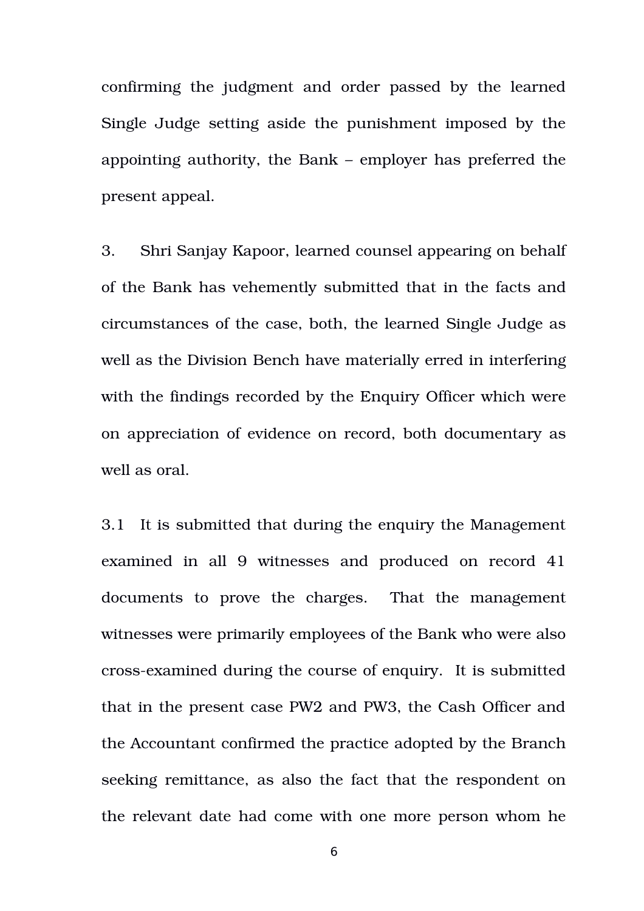confirming the judgment and order passed by the learned Single Judge setting aside the punishment imposed by the appointing authority, the Bank – employer has preferred the present appeal.

3. Shri Sanjay Kapoor, learned counsel appearing on behalf of the Bank has vehemently submitted that in the facts and circumstances of the case, both, the learned Single Judge as well as the Division Bench have materially erred in interfering with the findings recorded by the Enquiry Officer which were on appreciation of evidence on record, both documentary as well as oral.

3.1 It is submitted that during the enquiry the Management examined in all 9 witnesses and produced on record 41 documents to prove the charges. That the management witnesses were primarily employees of the Bank who were also cross-examined during the course of enquiry. It is submitted that in the present case PW2 and PW3, the Cash Officer and the Accountant confirmed the practice adopted by the Branch seeking remittance, as also the fact that the respondent on the relevant date had come with one more person whom he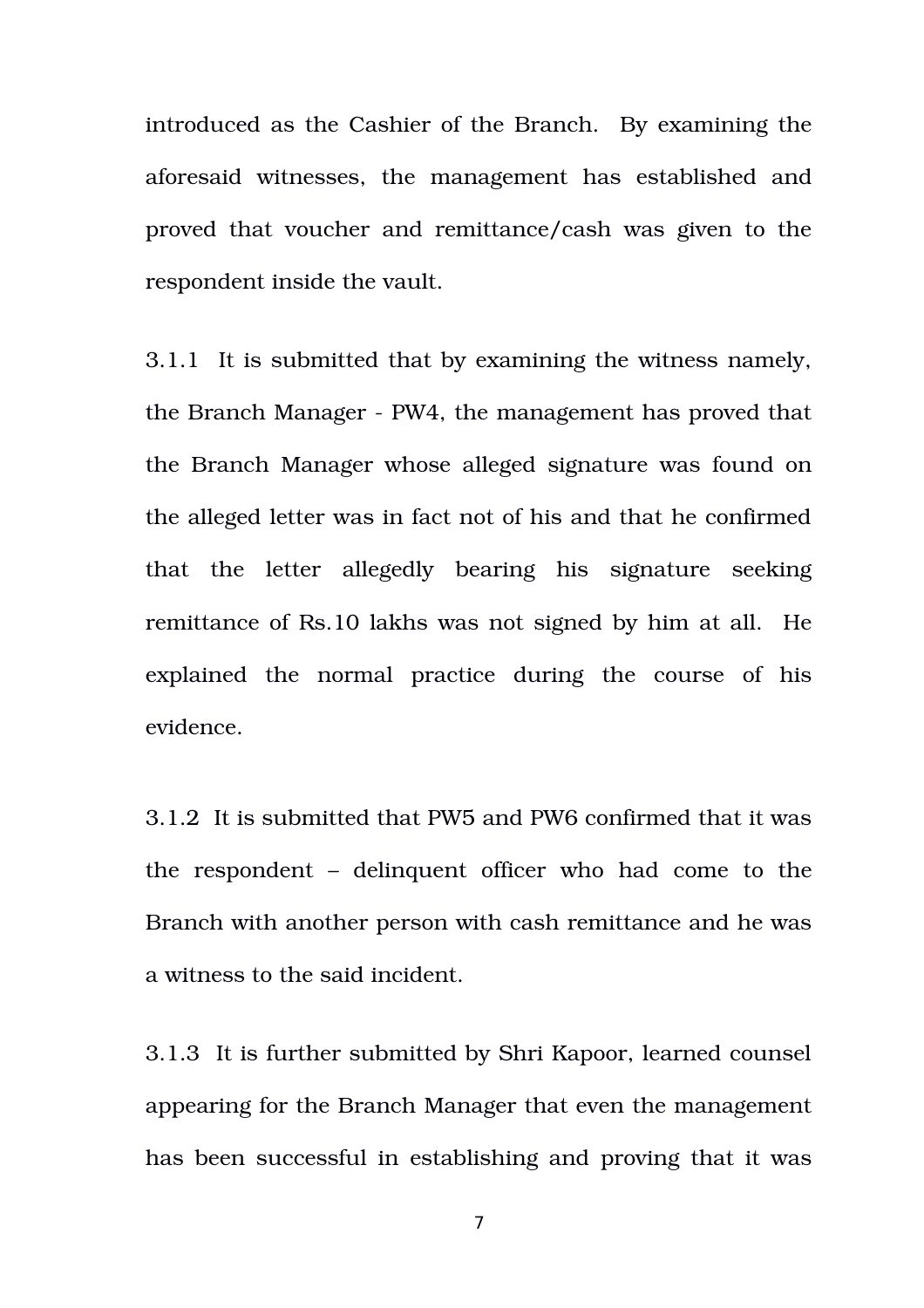introduced as the Cashier of the Branch. By examining the aforesaid witnesses, the management has established and proved that voucher and remittance/cash was given to the respondent inside the vault.

3.1.1 It is submitted that by examining the witness namely, the Branch Manager - PW4, the management has proved that the Branch Manager whose alleged signature was found on the alleged letter was in fact not of his and that he confirmed that the letter allegedly bearing his signature seeking remittance of Rs.10 lakhs was not signed by him at all. He explained the normal practice during the course of his evidence.

3.1.2 It is submitted that PW5 and PW6 confirmed that it was the respondent – delinquent officer who had come to the Branch with another person with cash remittance and he was a witness to the said incident.

3.1.3 It is further submitted by Shri Kapoor, learned counsel appearing for the Branch Manager that even the management has been successful in establishing and proving that it was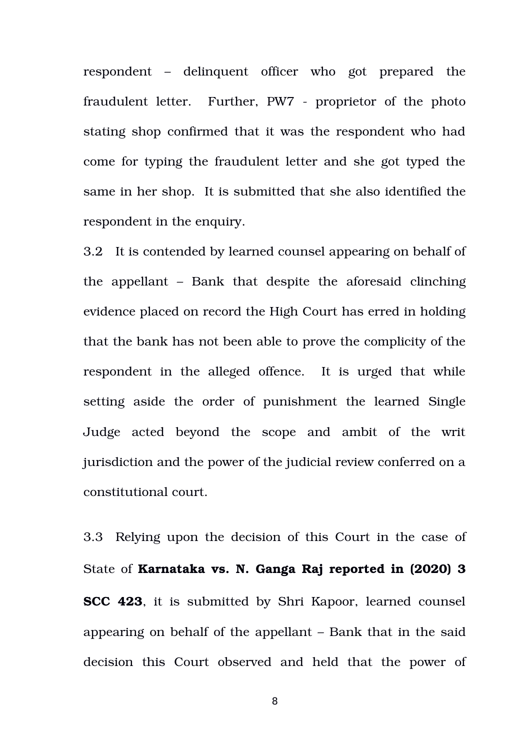respondent – delinquent officer who got prepared the fraudulent letter. Further, PW7 - proprietor of the photo stating shop confirmed that it was the respondent who had come for typing the fraudulent letter and she got typed the same in her shop. It is submitted that she also identified the respondent in the enquiry.

3.2 It is contended by learned counsel appearing on behalf of the appellant – Bank that despite the aforesaid clinching evidence placed on record the High Court has erred in holding that the bank has not been able to prove the complicity of the respondent in the alleged offence. It is urged that while setting aside the order of punishment the learned Single Judge acted beyond the scope and ambit of the writ jurisdiction and the power of the judicial review conferred on a constitutional court.

3.3 Relying upon the decision of this Court in the case of State of **Karnataka vs. N. Ganga Raj reported in (2020) 3 SCC 423**, it is submitted by Shri Kapoor, learned counsel appearing on behalf of the appellant – Bank that in the said decision this Court observed and held that the power of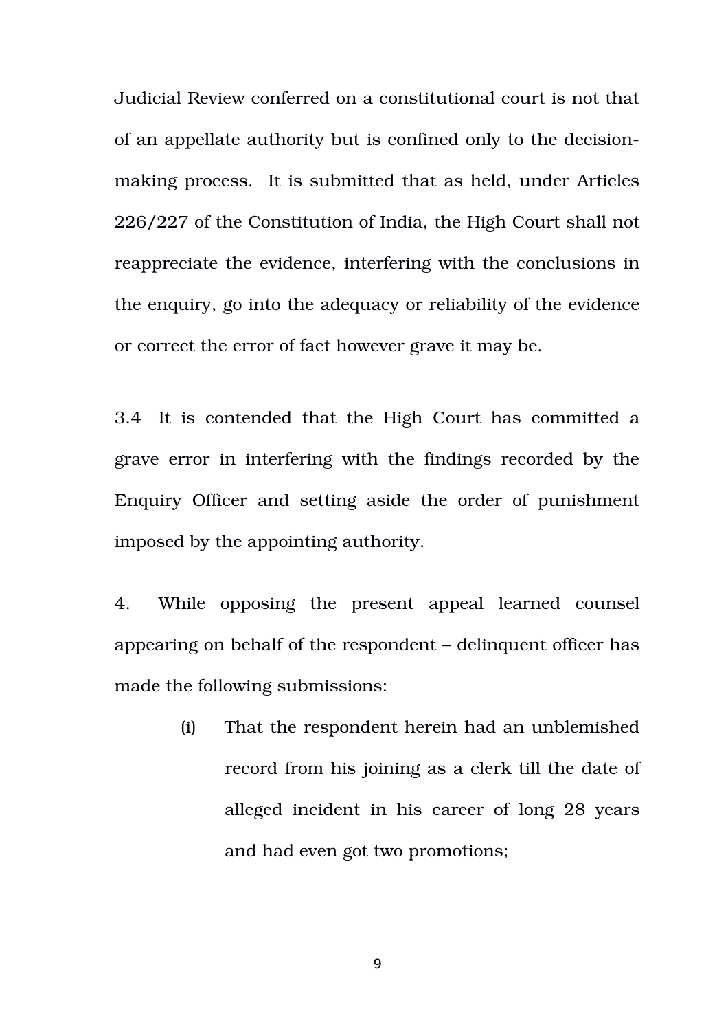Judicial Review conferred on a constitutional court is not that of an appellate authority but is confined only to the decision-making process. It is submitted that as held, under Articles 226/227 of the Constitution of India, the High Court shall not reappreciate the evidence, interfering with the conclusions in the enquiry, go into the adequacy or reliability of the evidence or correct the error of fact however grave it may be.

3.4 It is contended that the High Court has committed a grave error in interfering with the findings recorded by the Enquiry Officer and setting aside the order of punishment imposed by the appointing authority.

4. While opposing the present appeal learned counsel appearing on behalf of the respondent – delinquent officer has made the following submissions:

(i) That the respondent herein had an unblemished record from his joining as a clerk till the date of alleged incident in his career of long 28 years and had even got two promotions;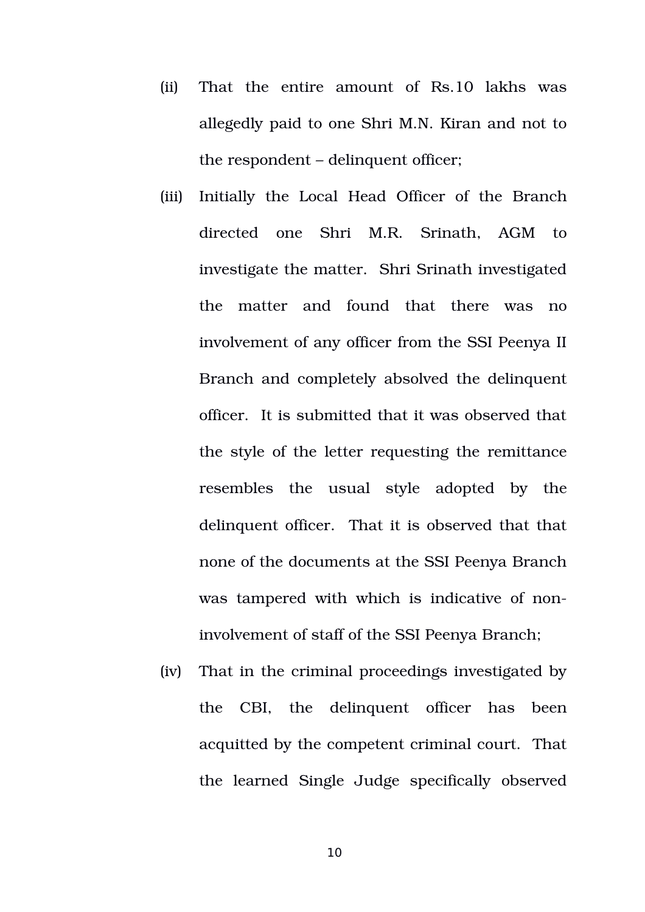(ii) That the entire amount of Rs.10 lakhs was allegedly paid to one Shri M.N. Kiran and not to the respondent – delinquent officer;

(iii) Initially the Local Head Officer of the Branch directed one Shri M.R. Srinath, AGM to investigate the matter. Shri Srinath investigated the matter and found that there was no involvement of any officer from the SSI Peenya II Branch and completely absolved the delinquent officer. It is submitted that it was observed that the style of the letter requesting the remittance resembles the usual style adopted by the delinquent officer. That it is observed that that none of the documents at the SSI Peenya Branch was tampered with which is indicative of non-involvement of staff of the SSI Peenya Branch;

(iv) That in the criminal proceedings investigated by the CBI, the delinquent officer has been acquitted by the competent criminal court. That the learned Single Judge specifically observed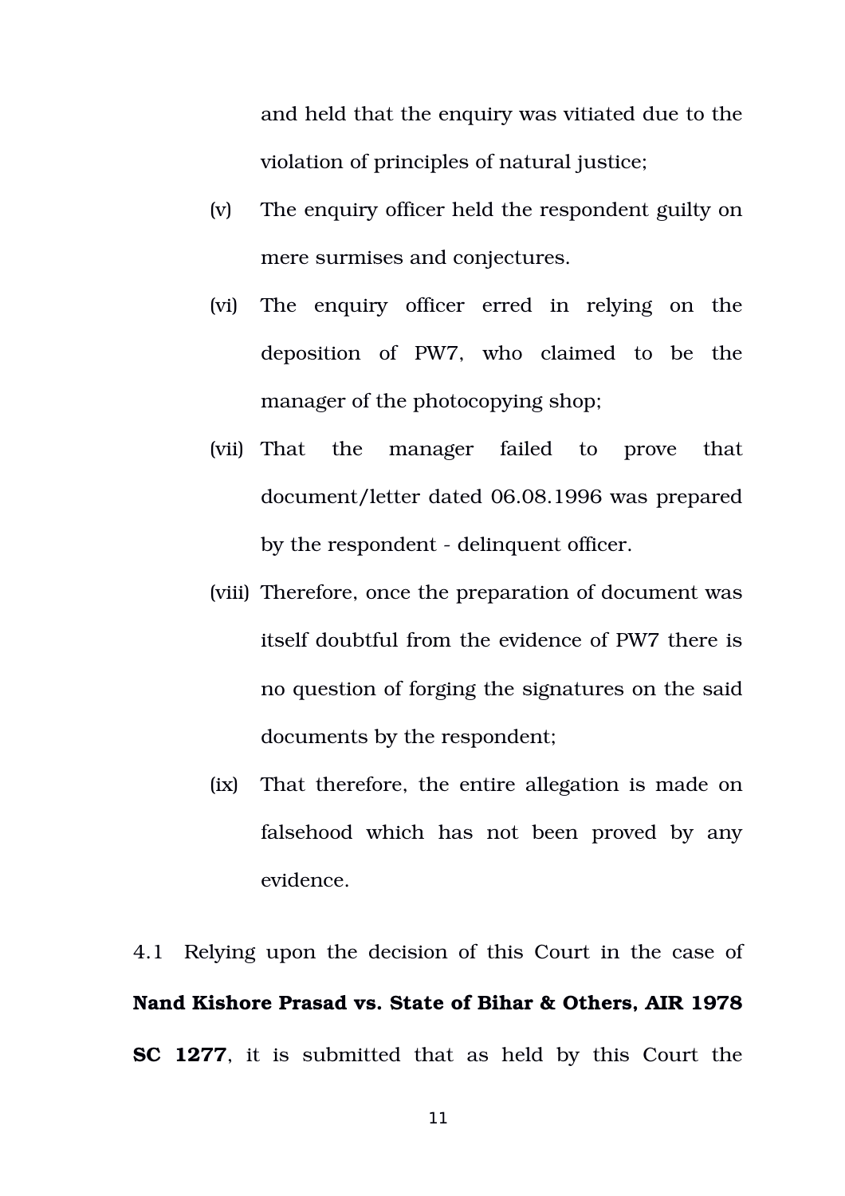and held that the enquiry was vitiated due to the violation of principles of natural justice;

(v) The enquiry officer held the respondent guilty on mere surmises and conjectures.

(vi) The enquiry officer erred in relying on the deposition of PW7, who claimed to be the manager of the photocopying shop;

(vii) That the manager failed to prove that document/letter dated 06.08.1996 was prepared by the respondent - delinquent officer.

(viii) Therefore, once the preparation of document was itself doubtful from the evidence of PW7 there is no question of forging the signatures on the said documents by the respondent;

(ix) That therefore, the entire allegation is made on falsehood which has not been proved by any evidence.

4.1 Relying upon the decision of this Court in the case of **Nand Kishore Prasad vs. State of Bihar & Others, AIR 1978 SC 1277**, it is submitted that as held by this Court the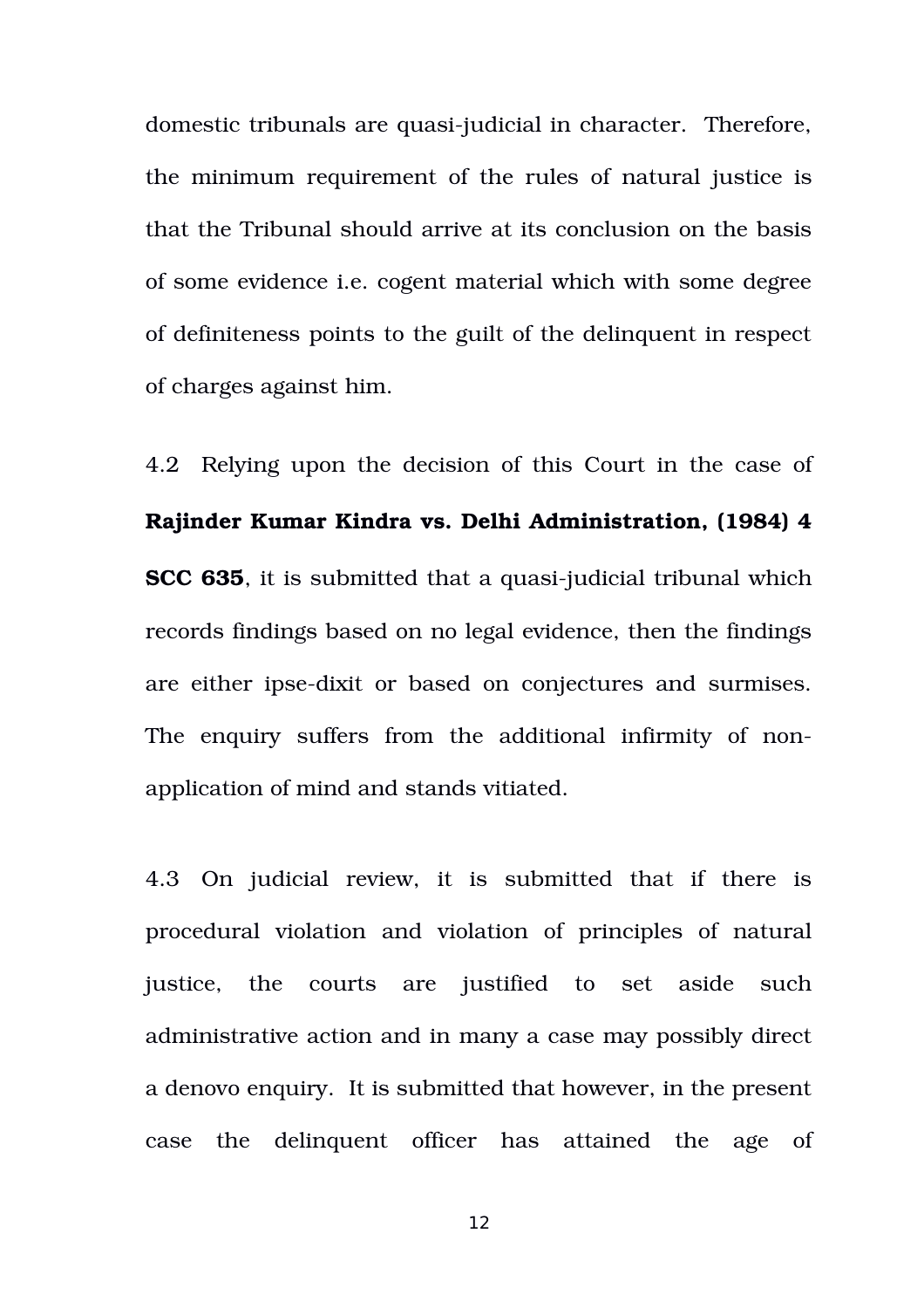domestic tribunals are quasi-judicial in character. Therefore, the minimum requirement of the rules of natural justice is that the Tribunal should arrive at its conclusion on the basis of some evidence i.e. cogent material which with some degree of definiteness points to the guilt of the delinquent in respect of charges against him.

4.2 Relying upon the decision of this Court in the case of **Rajinder Kumar Kindra vs. Delhi Administration, (1984) 4 SCC 635**, it is submitted that a quasi-judicial tribunal which records findings based on no legal evidence, then the findings are either ipse-dixit or based on conjectures and surmises. The enquiry suffers from the additional infirmity of non-application of mind and stands vitiated.

4.3 On judicial review, it is submitted that if there is procedural violation and violation of principles of natural justice, the courts are justified to set aside such administrative action and in many a case may possibly direct a denovo enquiry. It is submitted that however, in the present case the delinquent officer has attained the age of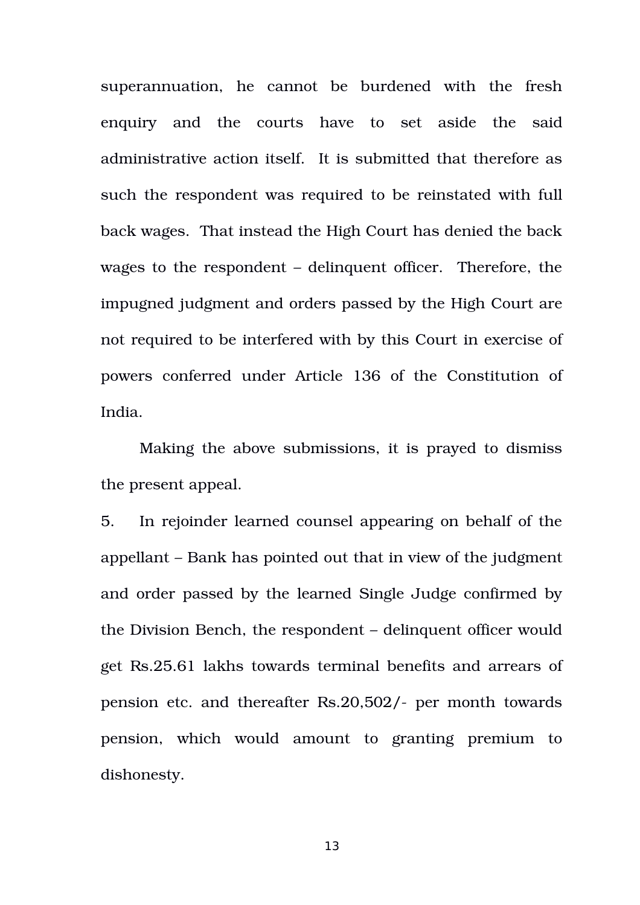superannuation, he cannot be burdened with the fresh enquiry and the courts have to set aside the said administrative action itself. It is submitted that therefore as such the respondent was required to be reinstated with full back wages. That instead the High Court has denied the back wages to the respondent – delinquent officer. Therefore, the impugned judgment and orders passed by the High Court are not required to be interfered with by this Court in exercise of powers conferred under Article 136 of the Constitution of India.

Making the above submissions, it is prayed to dismiss the present appeal.

5. In rejoinder learned counsel appearing on behalf of the appellant – Bank has pointed out that in view of the judgment and order passed by the learned Single Judge confirmed by the Division Bench, the respondent – delinquent officer would get Rs.25.61 lakhs towards terminal benefits and arrears of pension etc. and thereafter Rs.20,502/- per month towards pension, which would amount to granting premium to dishonesty.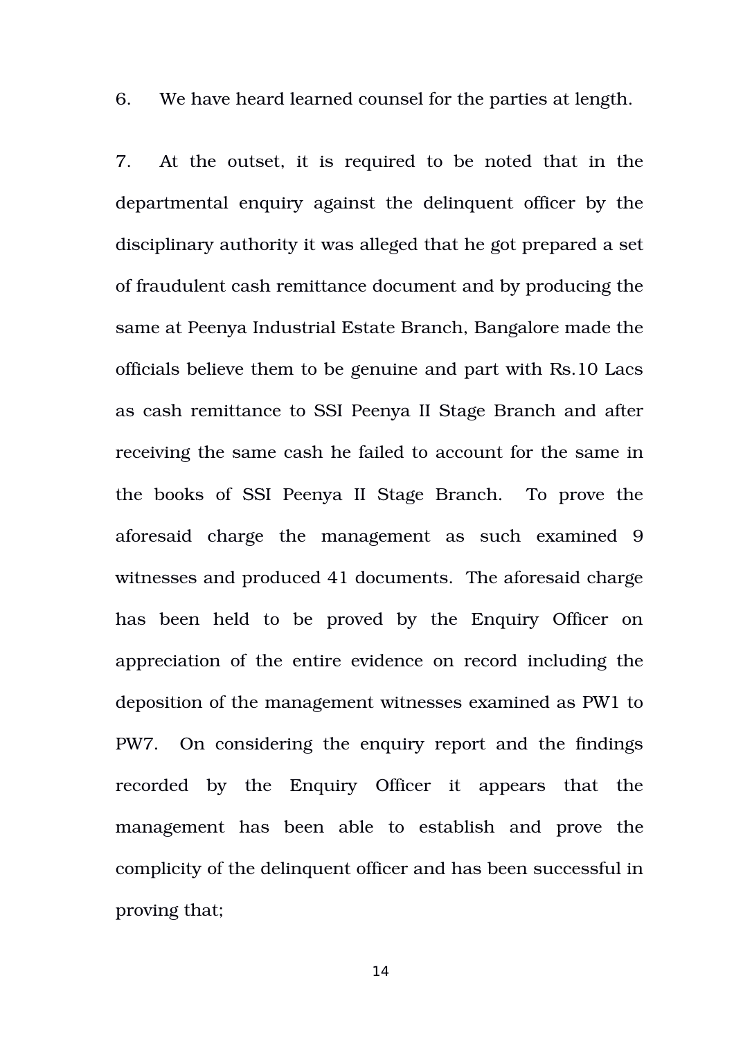6. We have heard learned counsel for the parties at length.

7. At the outset, it is required to be noted that in the departmental enquiry against the delinquent officer by the disciplinary authority it was alleged that he got prepared a set of fraudulent cash remittance document and by producing the same at Peenya Industrial Estate Branch, Bangalore made the officials believe them to be genuine and part with Rs.10 Lacs as cash remittance to SSI Peenya II Stage Branch and after receiving the same cash he failed to account for the same in the books of SSI Peenya II Stage Branch. To prove the aforesaid charge the management as such examined 9 witnesses and produced 41 documents. The aforesaid charge has been held to be proved by the Enquiry Officer on appreciation of the entire evidence on record including the deposition of the management witnesses examined as PW1 to PW7. On considering the enquiry report and the findings recorded by the Enquiry Officer it appears that the management has been able to establish and prove the complicity of the delinquent officer and has been successful in proving that;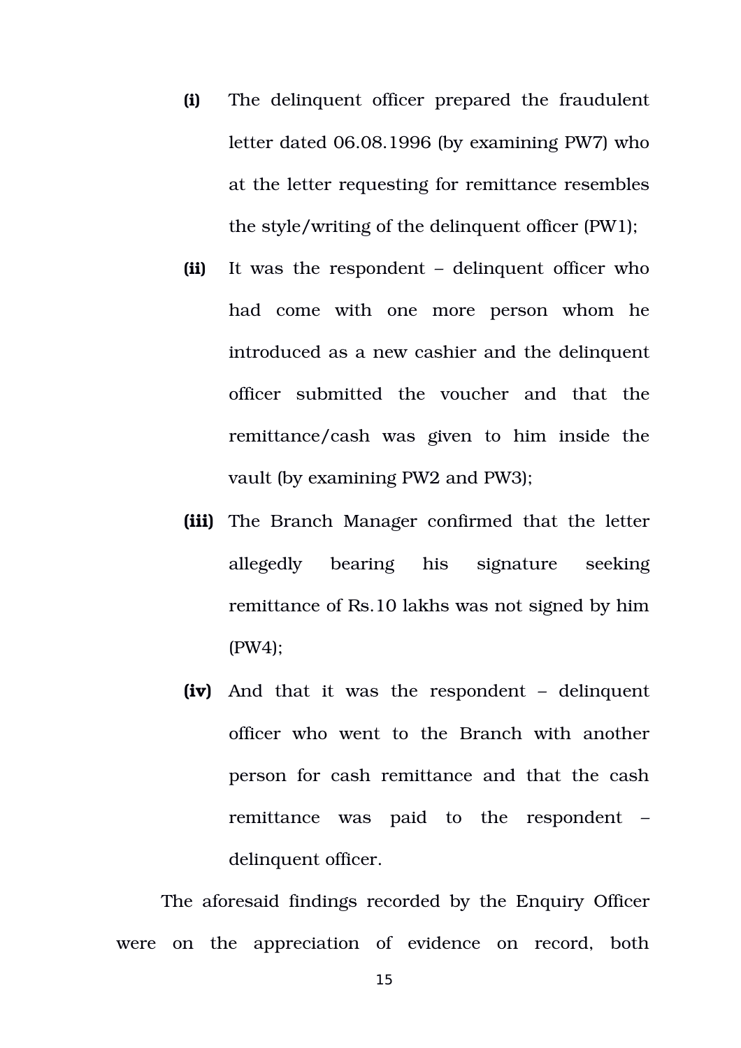**(i)** The delinquent officer prepared the fraudulent letter dated 06.08.1996 (by examining PW7) who at the letter requesting for remittance resembles the style/writing of the delinquent officer (PW1);

**(ii)** It was the respondent – delinquent officer who had come with one more person whom he introduced as a new cashier and the delinquent officer submitted the voucher and that the remittance/cash was given to him inside the vault (by examining PW2 and PW3);

**(iii)** The Branch Manager confirmed that the letter allegedly bearing his signature seeking remittance of Rs.10 lakhs was not signed by him (PW4);

**(iv)** And that it was the respondent – delinquent officer who went to the Branch with another person for cash remittance and that the cash remittance was paid to the respondent – delinquent officer.

The aforesaid findings recorded by the Enquiry Officer were on the appreciation of evidence on record, both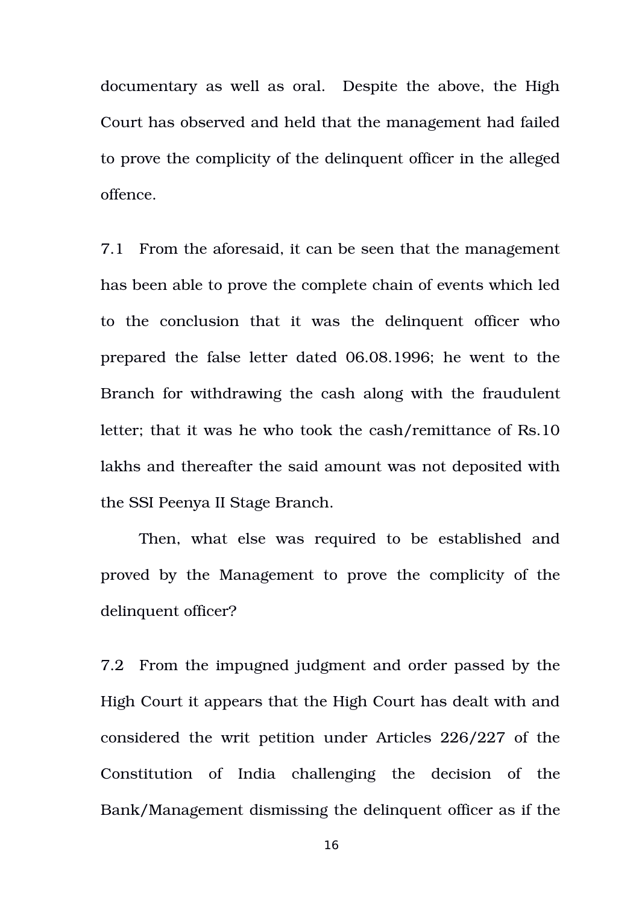documentary as well as oral. Despite the above, the High Court has observed and held that the management had failed to prove the complicity of the delinquent officer in the alleged offence.

7.1 From the aforesaid, it can be seen that the management has been able to prove the complete chain of events which led to the conclusion that it was the delinquent officer who prepared the false letter dated 06.08.1996; he went to the Branch for withdrawing the cash along with the fraudulent letter; that it was he who took the cash/remittance of Rs.10 lakhs and thereafter the said amount was not deposited with the SSI Peenya II Stage Branch.

Then, what else was required to be established and proved by the Management to prove the complicity of the delinquent officer?

7.2 From the impugned judgment and order passed by the High Court it appears that the High Court has dealt with and considered the writ petition under Articles 226/227 of the Constitution of India challenging the decision of the Bank/Management dismissing the delinquent officer as if the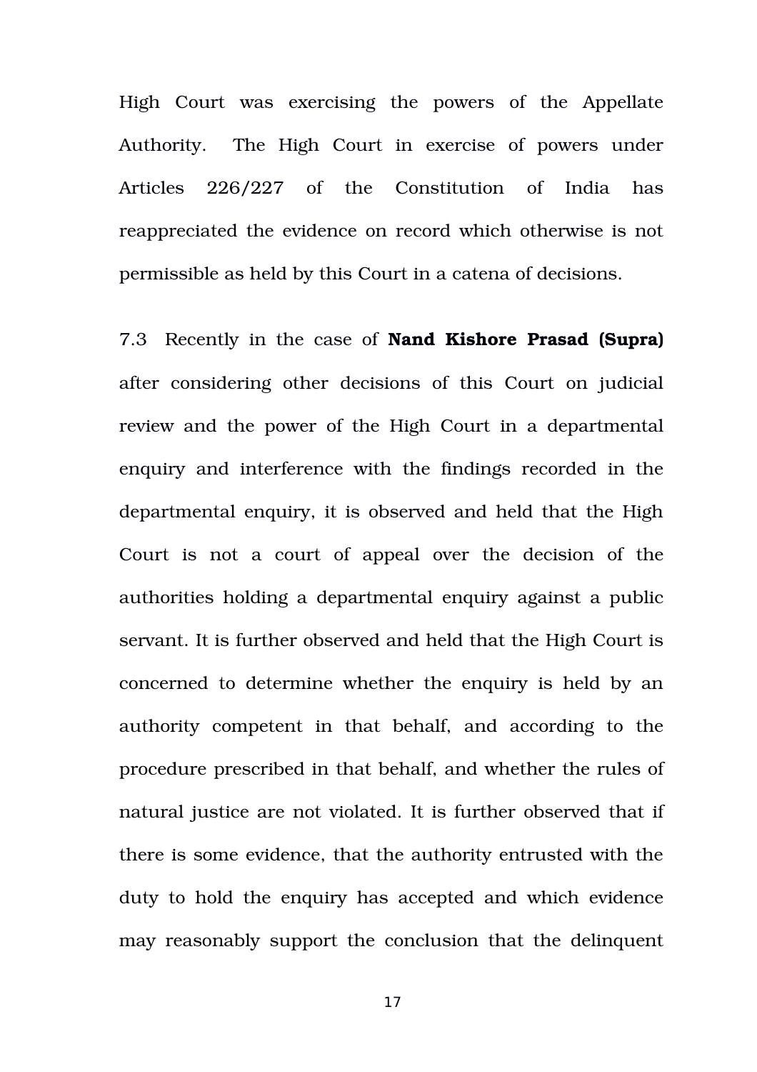High Court was exercising the powers of the Appellate Authority. The High Court in exercise of powers under Articles 226/227 of the Constitution of India has reappreciated the evidence on record which otherwise is not permissible as held by this Court in a catena of decisions.

7.3 Recently in the case of **Nand Kishore Prasad (Supra)** after considering other decisions of this Court on judicial review and the power of the High Court in a departmental enquiry and interference with the findings recorded in the departmental enquiry, it is observed and held that the High Court is not a court of appeal over the decision of the authorities holding a departmental enquiry against a public servant. It is further observed and held that the High Court is concerned to determine whether the enquiry is held by an authority competent in that behalf, and according to the procedure prescribed in that behalf, and whether the rules of natural justice are not violated. It is further observed that if there is some evidence, that the authority entrusted with the duty to hold the enquiry has accepted and which evidence may reasonably support the conclusion that the delinquent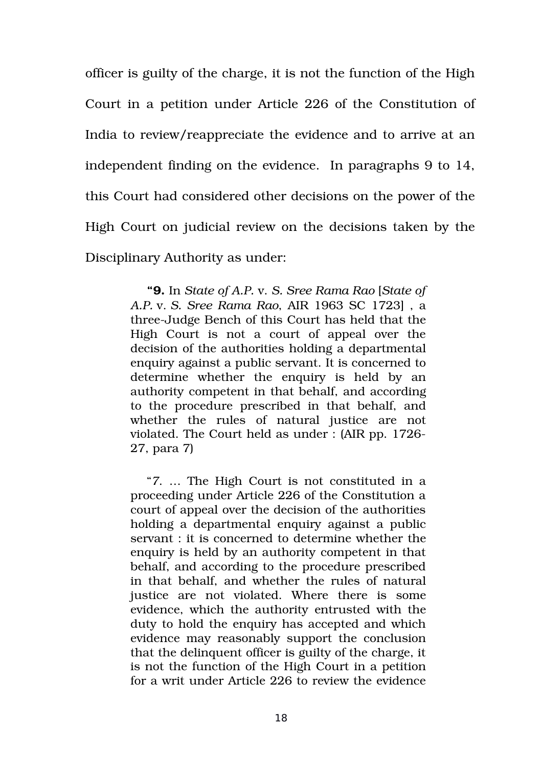officer is guilty of the charge, it is not the function of the High Court in a petition under Article 226 of the Constitution of India to review/reappreciate the evidence and to arrive at an independent finding on the evidence. In paragraphs 9 to 14, this Court had considered other decisions on the power of the High Court on judicial review on the decisions taken by the Disciplinary Authority as under:

> **"9.** In *State of A.P.* v. *S. Sree Rama Rao* [*State of A.P.* v. *S. Sree Rama Rao*, AIR 1963 SC 1723] , a three-Judge Bench of this Court has held that the High Court is not a court of appeal over the decision of the authorities holding a departmental enquiry against a public servant. It is concerned to determine whether the enquiry is held by an authority competent in that behalf, and according to the procedure prescribed in that behalf, and whether the rules of natural justice are not violated. The Court held as under : (AIR pp. 1726-27, para 7)
>
> "7. … The High Court is not constituted in a proceeding under Article 226 of the Constitution a court of appeal over the decision of the authorities holding a departmental enquiry against a public servant : it is concerned to determine whether the enquiry is held by an authority competent in that behalf, and according to the procedure prescribed in that behalf, and whether the rules of natural justice are not violated. Where there is some evidence, which the authority entrusted with the duty to hold the enquiry has accepted and which evidence may reasonably support the conclusion that the delinquent officer is guilty of the charge, it is not the function of the High Court in a petition for a writ under Article 226 to review the evidence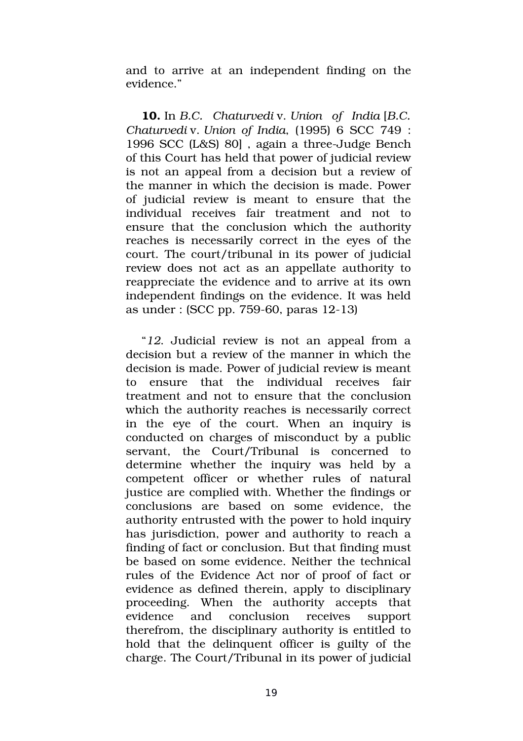and to arrive at an independent finding on the evidence."

**10.** In *B.C. Chaturvedi* v. *Union of India* [*B.C. Chaturvedi* v. *Union of India*, (1995) 6 SCC 749 : 1996 SCC (L&S) 80] , again a three-Judge Bench of this Court has held that power of judicial review is not an appeal from a decision but a review of the manner in which the decision is made. Power of judicial review is meant to ensure that the individual receives fair treatment and not to ensure that the conclusion which the authority reaches is necessarily correct in the eyes of the court. The court/tribunal in its power of judicial review does not act as an appellate authority to reappreciate the evidence and to arrive at its own independent findings on the evidence. It was held as under : (SCC pp. 759-60, paras 12-13)

"*12*. Judicial review is not an appeal from a decision but a review of the manner in which the decision is made. Power of judicial review is meant to ensure that the individual receives fair treatment and not to ensure that the conclusion which the authority reaches is necessarily correct in the eye of the court. When an inquiry is conducted on charges of misconduct by a public servant, the Court/Tribunal is concerned to determine whether the inquiry was held by a competent officer or whether rules of natural justice are complied with. Whether the findings or conclusions are based on some evidence, the authority entrusted with the power to hold inquiry has jurisdiction, power and authority to reach a finding of fact or conclusion. But that finding must be based on some evidence. Neither the technical rules of the Evidence Act nor of proof of fact or evidence as defined therein, apply to disciplinary proceeding. When the authority accepts that evidence and conclusion receives support therefrom, the disciplinary authority is entitled to hold that the delinquent officer is guilty of the charge. The Court/Tribunal in its power of judicial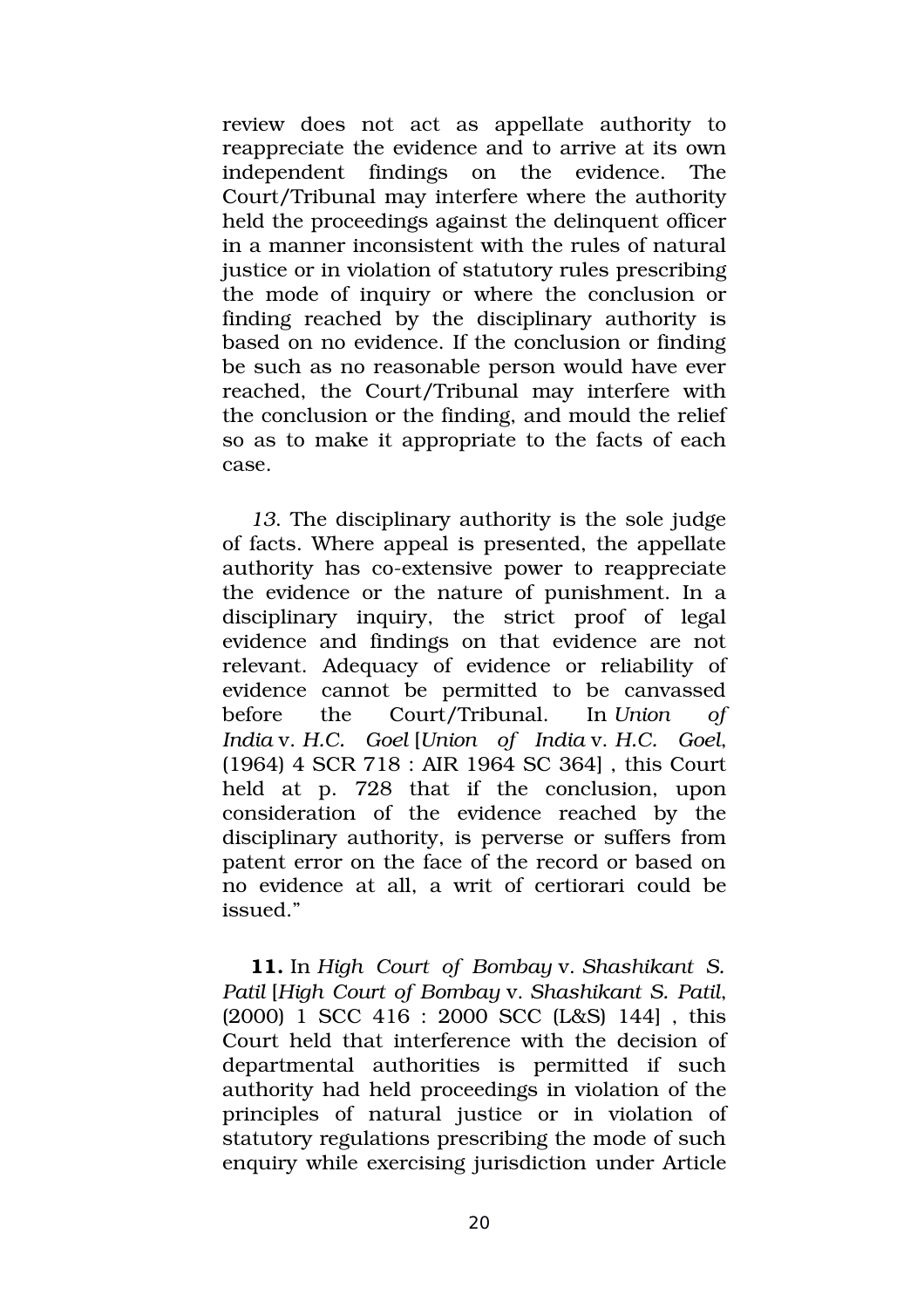review does not act as appellate authority to reappreciate the evidence and to arrive at its own independent findings on the evidence. The Court/Tribunal may interfere where the authority held the proceedings against the delinquent officer in a manner inconsistent with the rules of natural justice or in violation of statutory rules prescribing the mode of inquiry or where the conclusion or finding reached by the disciplinary authority is based on no evidence. If the conclusion or finding be such as no reasonable person would have ever reached, the Court/Tribunal may interfere with the conclusion or the finding, and mould the relief so as to make it appropriate to the facts of each case.

*13*. The disciplinary authority is the sole judge of facts. Where appeal is presented, the appellate authority has co-extensive power to reappreciate the evidence or the nature of punishment. In a disciplinary inquiry, the strict proof of legal evidence and findings on that evidence are not relevant. Adequacy of evidence or reliability of evidence cannot be permitted to be canvassed before the Court/Tribunal. In *Union of India* v. *H.C. Goel* [*Union of India* v. *H.C. Goel*, (1964) 4 SCR 718 : AIR 1964 SC 364] , this Court held at p. 728 that if the conclusion, upon consideration of the evidence reached by the disciplinary authority, is perverse or suffers from patent error on the face of the record or based on no evidence at all, a writ of certiorari could be issued."

**11.** In *High Court of Bombay* v. *Shashikant S. Patil* [*High Court of Bombay* v. *Shashikant S. Patil*, (2000) 1 SCC 416 : 2000 SCC (L&S) 144] , this Court held that interference with the decision of departmental authorities is permitted if such authority had held proceedings in violation of the principles of natural justice or in violation of statutory regulations prescribing the mode of such enquiry while exercising jurisdiction under Article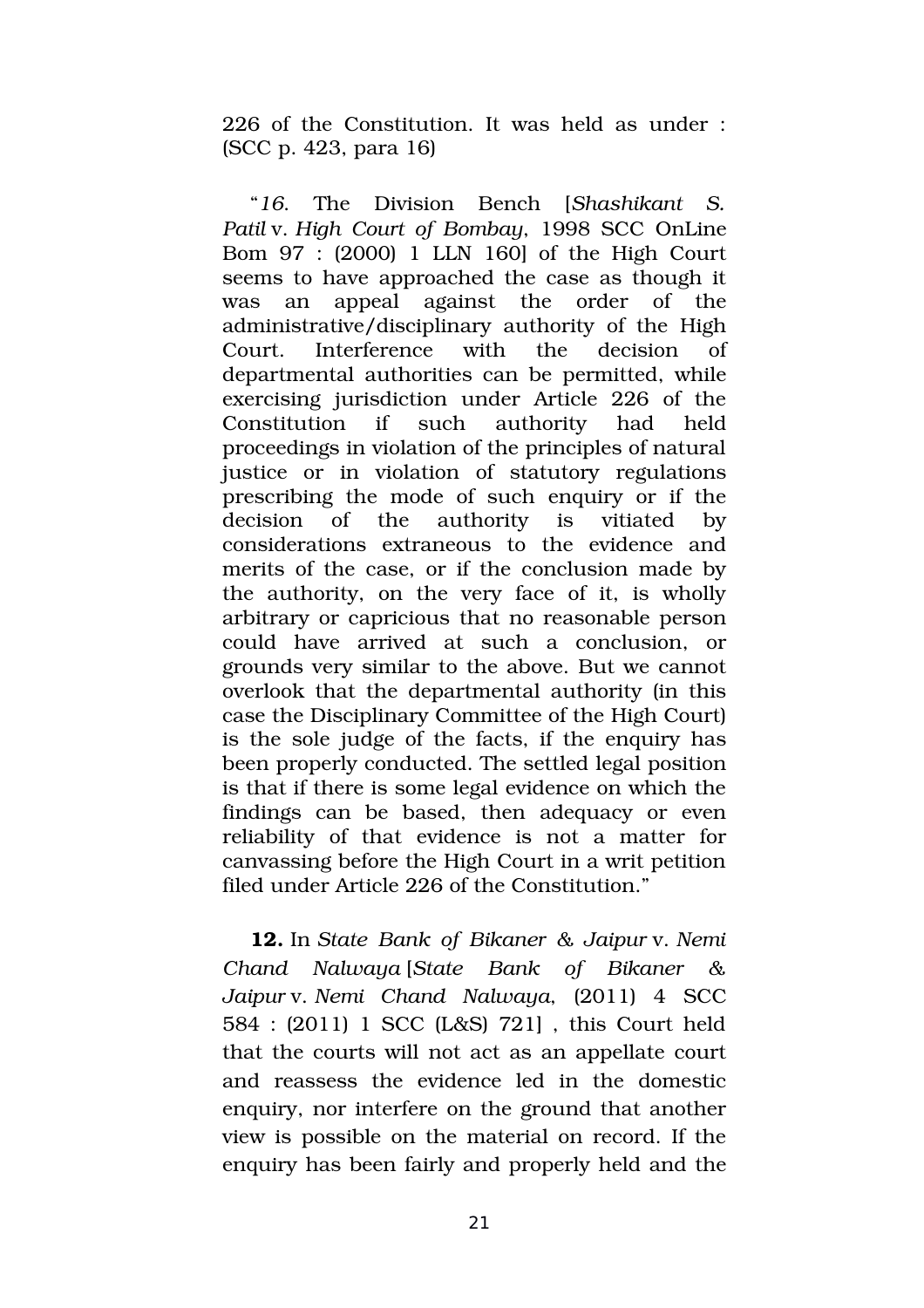226 of the Constitution. It was held as under : (SCC p. 423, para 16)

> "*16*. The Division Bench [*Shashikant S. Patil* v. *High Court of Bombay*, 1998 SCC OnLine Bom 97 : (2000) 1 LLN 160] of the High Court seems to have approached the case as though it was an appeal against the order of the administrative/disciplinary authority of the High Court. Interference with the decision of departmental authorities can be permitted, while exercising jurisdiction under Article 226 of the Constitution if such authority had held proceedings in violation of the principles of natural justice or in violation of statutory regulations prescribing the mode of such enquiry or if the decision of the authority is vitiated by considerations extraneous to the evidence and merits of the case, or if the conclusion made by the authority, on the very face of it, is wholly arbitrary or capricious that no reasonable person could have arrived at such a conclusion, or grounds very similar to the above. But we cannot overlook that the departmental authority (in this case the Disciplinary Committee of the High Court) is the sole judge of the facts, if the enquiry has been properly conducted. The settled legal position is that if there is some legal evidence on which the findings can be based, then adequacy or even reliability of that evidence is not a matter for canvassing before the High Court in a writ petition filed under Article 226 of the Constitution."

**12.** In *State Bank of Bikaner & Jaipur* v. *Nemi Chand Nalwaya* [*State Bank of Bikaner & Jaipur* v. *Nemi Chand Nalwaya*, (2011) 4 SCC 584 : (2011) 1 SCC (L&S) 721] , this Court held that the courts will not act as an appellate court and reassess the evidence led in the domestic enquiry, nor interfere on the ground that another view is possible on the material on record. If the enquiry has been fairly and properly held and the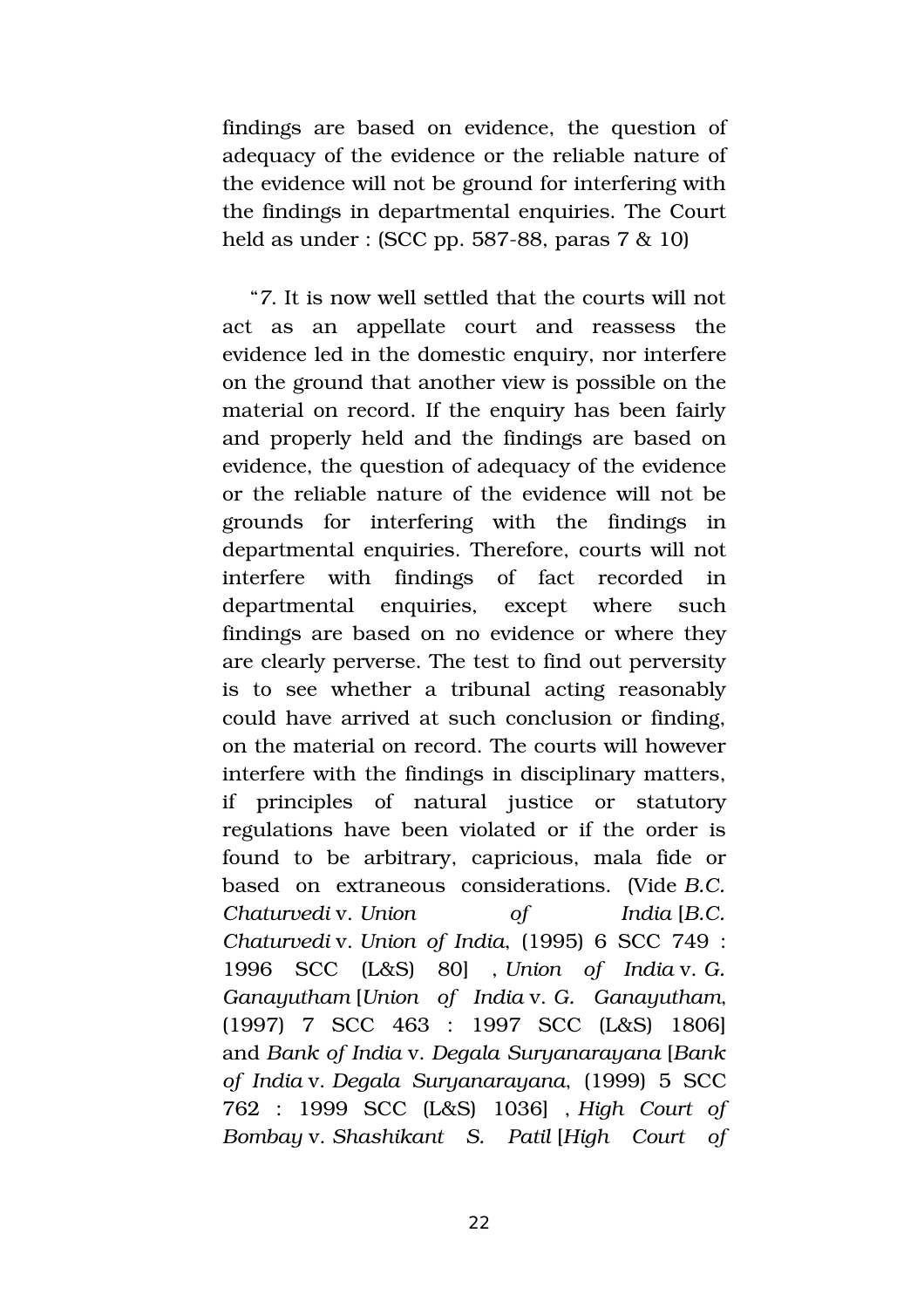findings are based on evidence, the question of adequacy of the evidence or the reliable nature of the evidence will not be ground for interfering with the findings in departmental enquiries. The Court held as under : (SCC pp. 587-88, paras 7 & 10)

"*7*. It is now well settled that the courts will not act as an appellate court and reassess the evidence led in the domestic enquiry, nor interfere on the ground that another view is possible on the material on record. If the enquiry has been fairly and properly held and the findings are based on evidence, the question of adequacy of the evidence or the reliable nature of the evidence will not be grounds for interfering with the findings in departmental enquiries. Therefore, courts will not interfere with findings of fact recorded in departmental enquiries, except where such findings are based on no evidence or where they are clearly perverse. The test to find out perversity is to see whether a tribunal acting reasonably could have arrived at such conclusion or finding, on the material on record. The courts will however interfere with the findings in disciplinary matters, if principles of natural justice or statutory regulations have been violated or if the order is found to be arbitrary, capricious, mala fide or based on extraneous considerations. (Vide *B.C. Chaturvedi* v. *Union of India* [*B.C. Chaturvedi* v. *Union of India*, (1995) 6 SCC 749 : 1996 SCC (L&S) 80] , *Union of India* v. *G. Ganayutham* [*Union of India* v. *G. Ganayutham*, (1997) 7 SCC 463 : 1997 SCC (L&S) 1806] and *Bank of India* v. *Degala Suryanarayana* [*Bank of India* v. *Degala Suryanarayana*, (1999) 5 SCC 762 : 1999 SCC (L&S) 1036] , *High Court of Bombay* v. *Shashikant S. Patil* [*High Court of*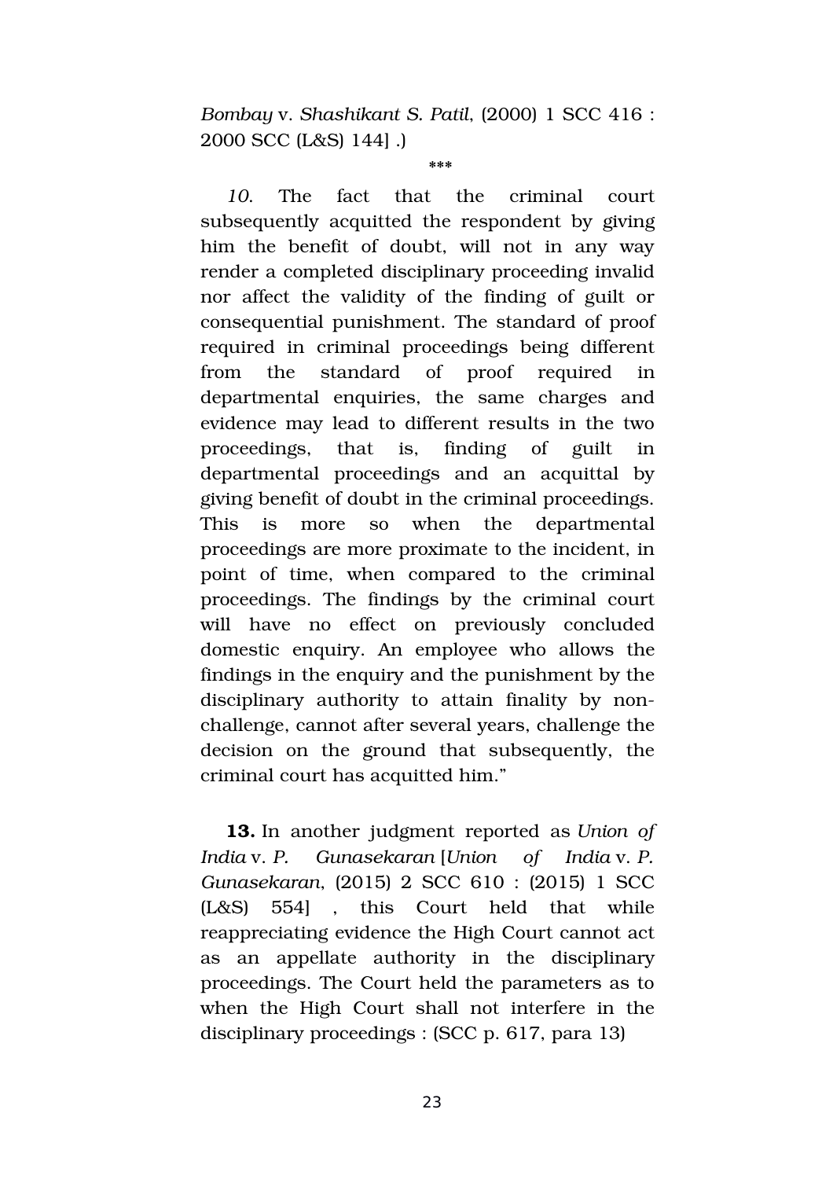*Bombay* v. *Shashikant S. Patil*, (2000) 1 SCC 416 : 2000 SCC (L&S) 144] .)

\*\*\*

*10.* The fact that the criminal court subsequently acquitted the respondent by giving him the benefit of doubt, will not in any way render a completed disciplinary proceeding invalid nor affect the validity of the finding of guilt or consequential punishment. The standard of proof required in criminal proceedings being different from the standard of proof required in departmental enquiries, the same charges and evidence may lead to different results in the two proceedings, that is, finding of guilt in departmental proceedings and an acquittal by giving benefit of doubt in the criminal proceedings. This is more so when the departmental proceedings are more proximate to the incident, in point of time, when compared to the criminal proceedings. The findings by the criminal court will have no effect on previously concluded domestic enquiry. An employee who allows the findings in the enquiry and the punishment by the disciplinary authority to attain finality by non-challenge, cannot after several years, challenge the decision on the ground that subsequently, the criminal court has acquitted him."

**13.** In another judgment reported as *Union of India* v. *P. Gunasekaran* [*Union of India* v. *P. Gunasekaran*, (2015) 2 SCC 610 : (2015) 1 SCC (L&S) 554] , this Court held that while reappreciating evidence the High Court cannot act as an appellate authority in the disciplinary proceedings. The Court held the parameters as to when the High Court shall not interfere in the disciplinary proceedings : (SCC p. 617, para 13)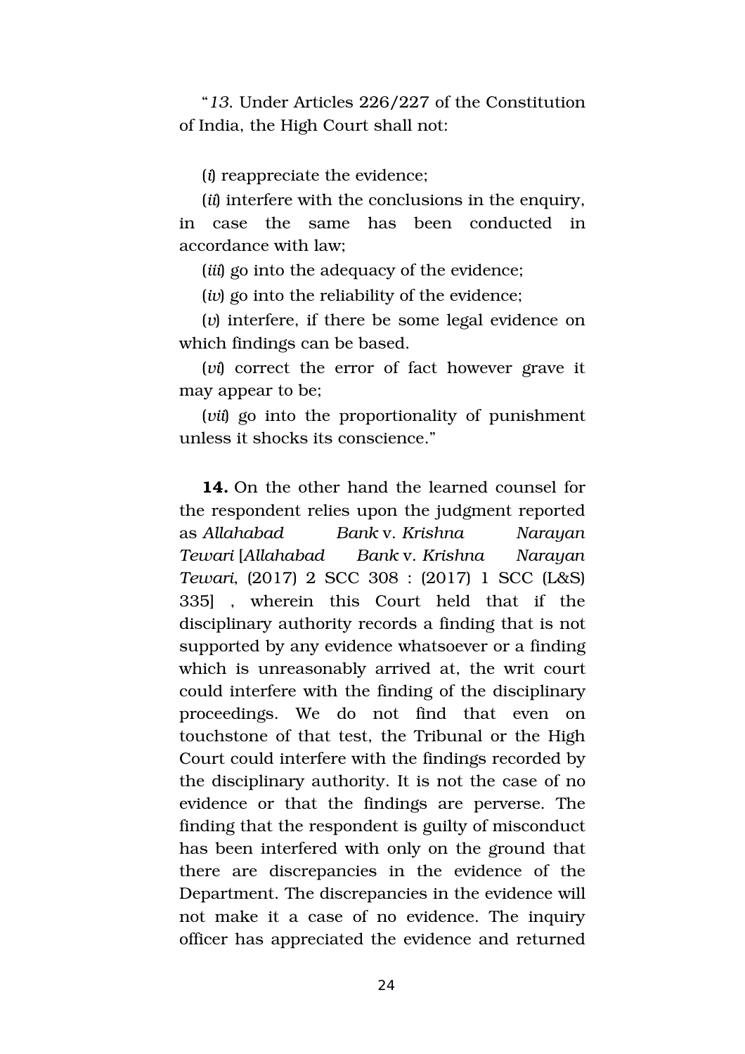"*13.* Under Articles 226/227 of the Constitution of India, the High Court shall not:

(*i*) reappreciate the evidence;

(*ii*) interfere with the conclusions in the enquiry, in case the same has been conducted in accordance with law;

(*iii*) go into the adequacy of the evidence;

(*iv*) go into the reliability of the evidence;

(*v*) interfere, if there be some legal evidence on which findings can be based.

(*vi*) correct the error of fact however grave it may appear to be;

(*vii*) go into the proportionality of punishment unless it shocks its conscience."

**14.** On the other hand the learned counsel for the respondent relies upon the judgment reported as *Allahabad Bank* v. *Krishna Narayan Tewari* [*Allahabad Bank* v. *Krishna Narayan Tewari*, (2017) 2 SCC 308 : (2017) 1 SCC (L&S) 335] , wherein this Court held that if the disciplinary authority records a finding that is not supported by any evidence whatsoever or a finding which is unreasonably arrived at, the writ court could interfere with the finding of the disciplinary proceedings. We do not find that even on touchstone of that test, the Tribunal or the High Court could interfere with the findings recorded by the disciplinary authority. It is not the case of no evidence or that the findings are perverse. The finding that the respondent is guilty of misconduct has been interfered with only on the ground that there are discrepancies in the evidence of the Department. The discrepancies in the evidence will not make it a case of no evidence. The inquiry officer has appreciated the evidence and returned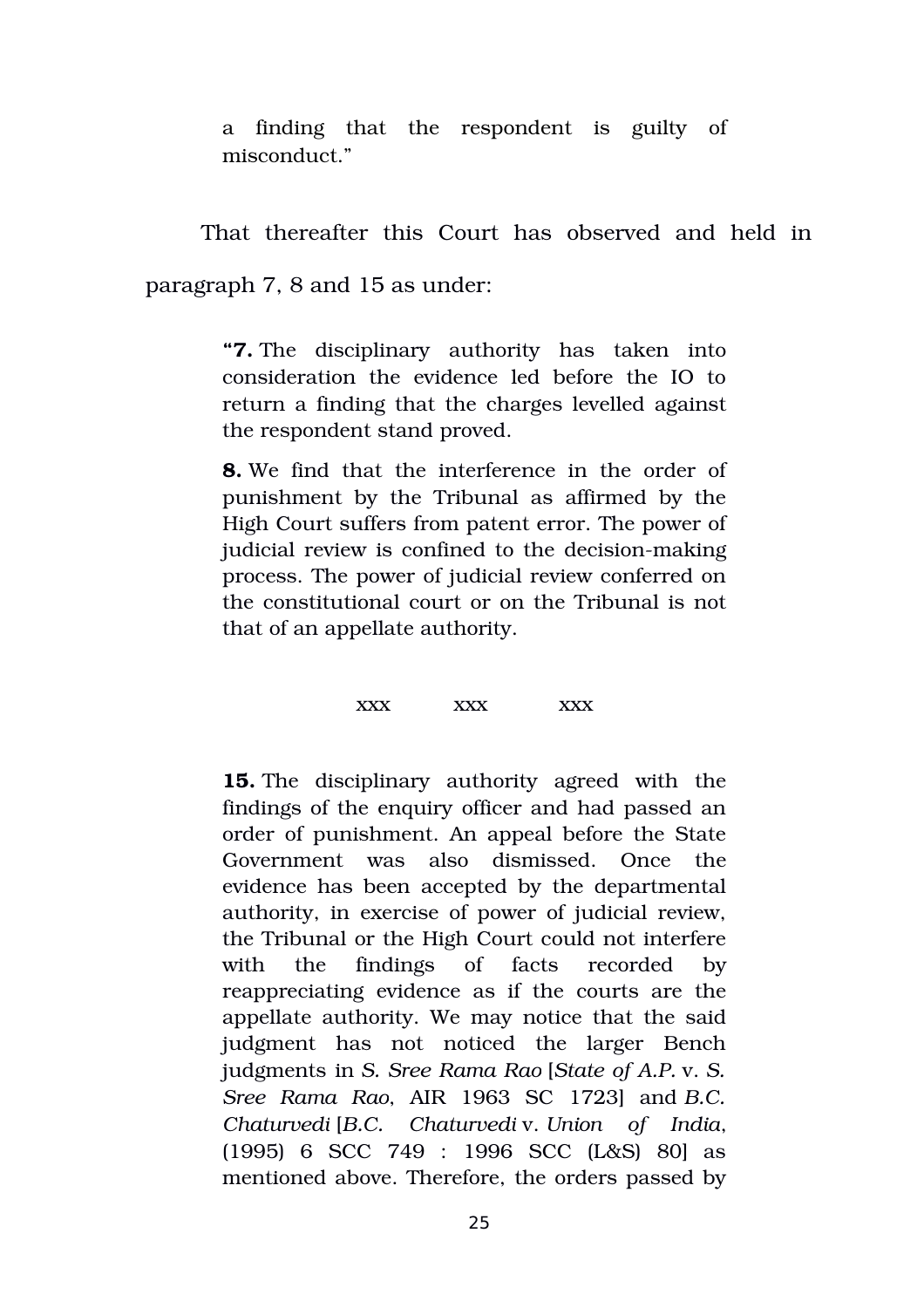> a finding that the respondent is guilty of misconduct."

That thereafter this Court has observed and held in paragraph 7, 8 and 15 as under:

> "**7.** The disciplinary authority has taken into consideration the evidence led before the IO to return a finding that the charges levelled against the respondent stand proved.
>
> **8.** We find that the interference in the order of punishment by the Tribunal as affirmed by the High Court suffers from patent error. The power of judicial review is confined to the decision-making process. The power of judicial review conferred on the constitutional court or on the Tribunal is not that of an appellate authority.
>
> xxx xxx xxx
>
> **15.** The disciplinary authority agreed with the findings of the enquiry officer and had passed an order of punishment. An appeal before the State Government was also dismissed. Once the evidence has been accepted by the departmental authority, in exercise of power of judicial review, the Tribunal or the High Court could not interfere with the findings of facts recorded by reappreciating evidence as if the courts are the appellate authority. We may notice that the said judgment has not noticed the larger Bench judgments in *S. Sree Rama Rao* [*State of A.P.* v. *S. Sree Rama Rao*, AIR 1963 SC 1723] and *B.C. Chaturvedi* [*B.C. Chaturvedi* v. *Union of India*, (1995) 6 SCC 749 : 1996 SCC (L&S) 80] as mentioned above. Therefore, the orders passed by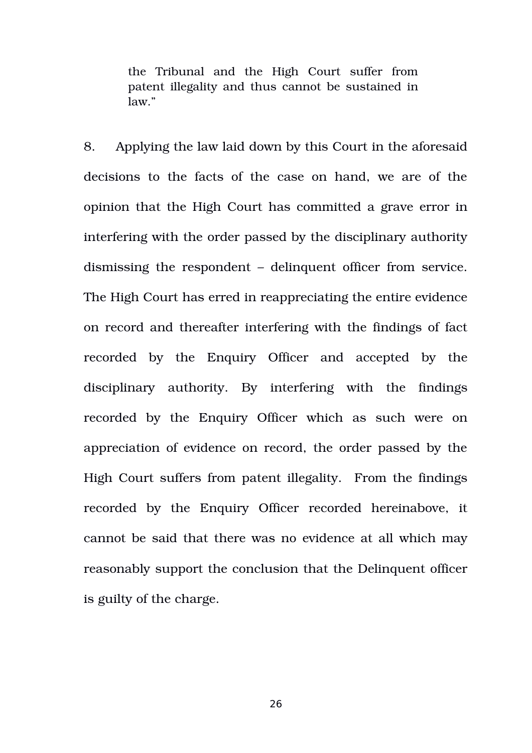> the Tribunal and the High Court suffer from patent illegality and thus cannot be sustained in law."

8. Applying the law laid down by this Court in the aforesaid decisions to the facts of the case on hand, we are of the opinion that the High Court has committed a grave error in interfering with the order passed by the disciplinary authority dismissing the respondent – delinquent officer from service. The High Court has erred in reappreciating the entire evidence on record and thereafter interfering with the findings of fact recorded by the Enquiry Officer and accepted by the disciplinary authority. By interfering with the findings recorded by the Enquiry Officer which as such were on appreciation of evidence on record, the order passed by the High Court suffers from patent illegality. From the findings recorded by the Enquiry Officer recorded hereinabove, it cannot be said that there was no evidence at all which may reasonably support the conclusion that the Delinquent officer is guilty of the charge.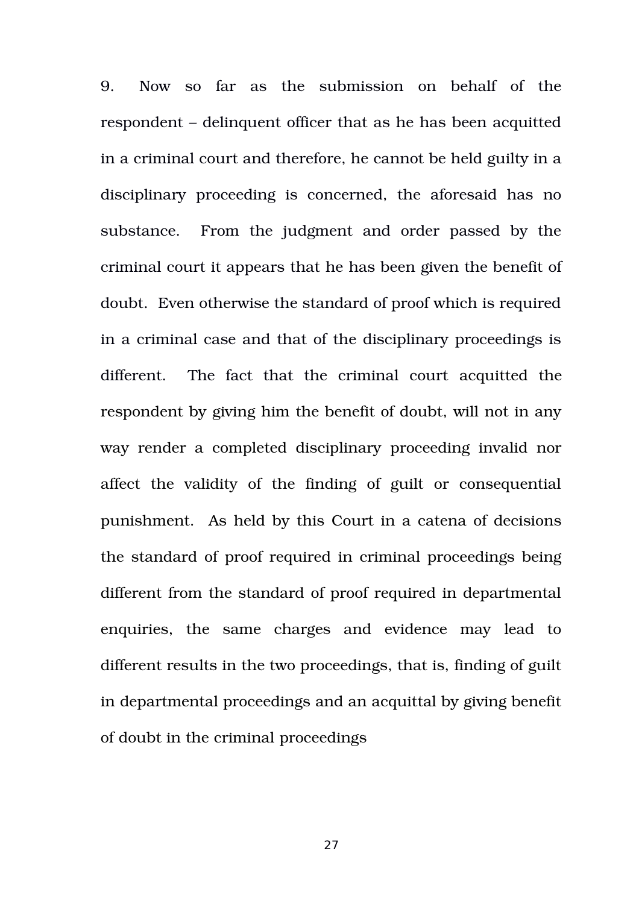9. Now so far as the submission on behalf of the respondent – delinquent officer that as he has been acquitted in a criminal court and therefore, he cannot be held guilty in a disciplinary proceeding is concerned, the aforesaid has no substance. From the judgment and order passed by the criminal court it appears that he has been given the benefit of doubt. Even otherwise the standard of proof which is required in a criminal case and that of the disciplinary proceedings is different. The fact that the criminal court acquitted the respondent by giving him the benefit of doubt, will not in any way render a completed disciplinary proceeding invalid nor affect the validity of the finding of guilt or consequential punishment. As held by this Court in a catena of decisions the standard of proof required in criminal proceedings being different from the standard of proof required in departmental enquiries, the same charges and evidence may lead to different results in the two proceedings, that is, finding of guilt in departmental proceedings and an acquittal by giving benefit of doubt in the criminal proceedings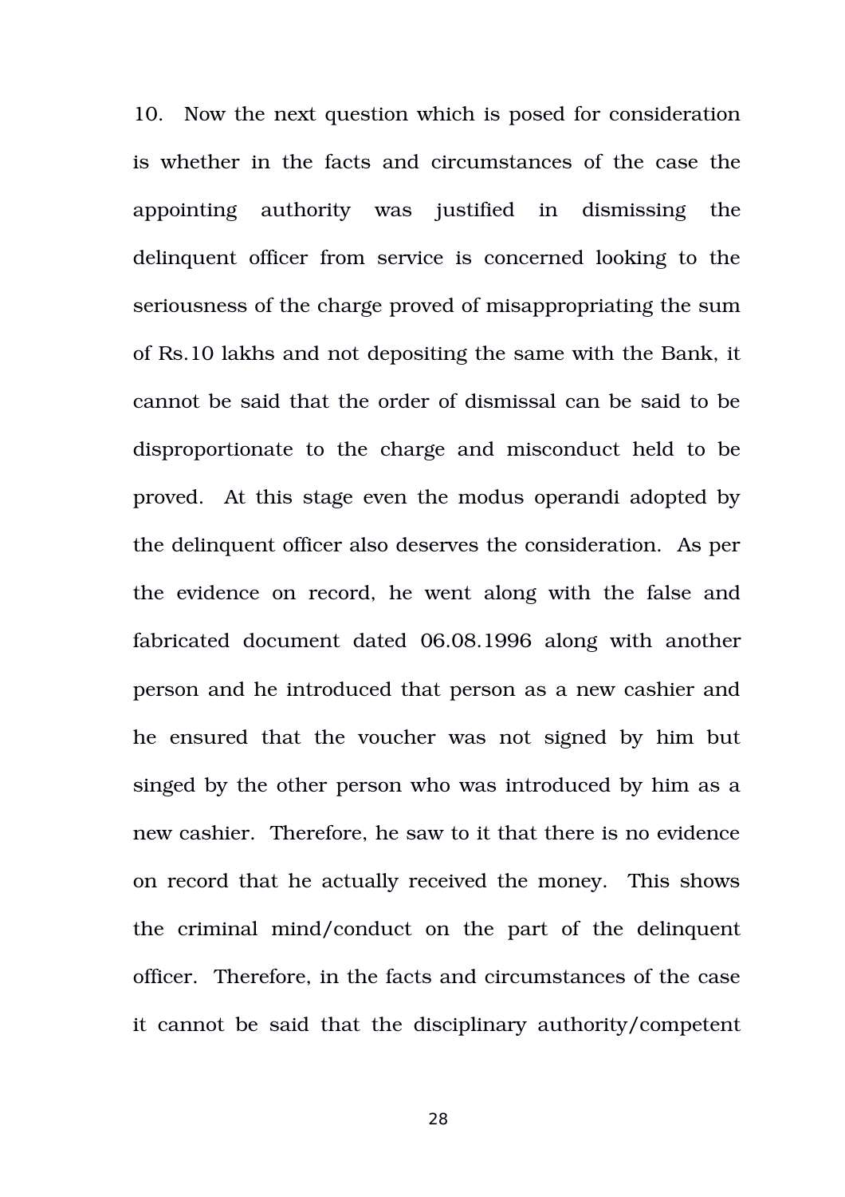10. Now the next question which is posed for consideration is whether in the facts and circumstances of the case the appointing authority was justified in dismissing the delinquent officer from service is concerned looking to the seriousness of the charge proved of misappropriating the sum of Rs.10 lakhs and not depositing the same with the Bank, it cannot be said that the order of dismissal can be said to be disproportionate to the charge and misconduct held to be proved. At this stage even the modus operandi adopted by the delinquent officer also deserves the consideration. As per the evidence on record, he went along with the false and fabricated document dated 06.08.1996 along with another person and he introduced that person as a new cashier and he ensured that the voucher was not signed by him but singed by the other person who was introduced by him as a new cashier. Therefore, he saw to it that there is no evidence on record that he actually received the money. This shows the criminal mind/conduct on the part of the delinquent officer. Therefore, in the facts and circumstances of the case it cannot be said that the disciplinary authority/competent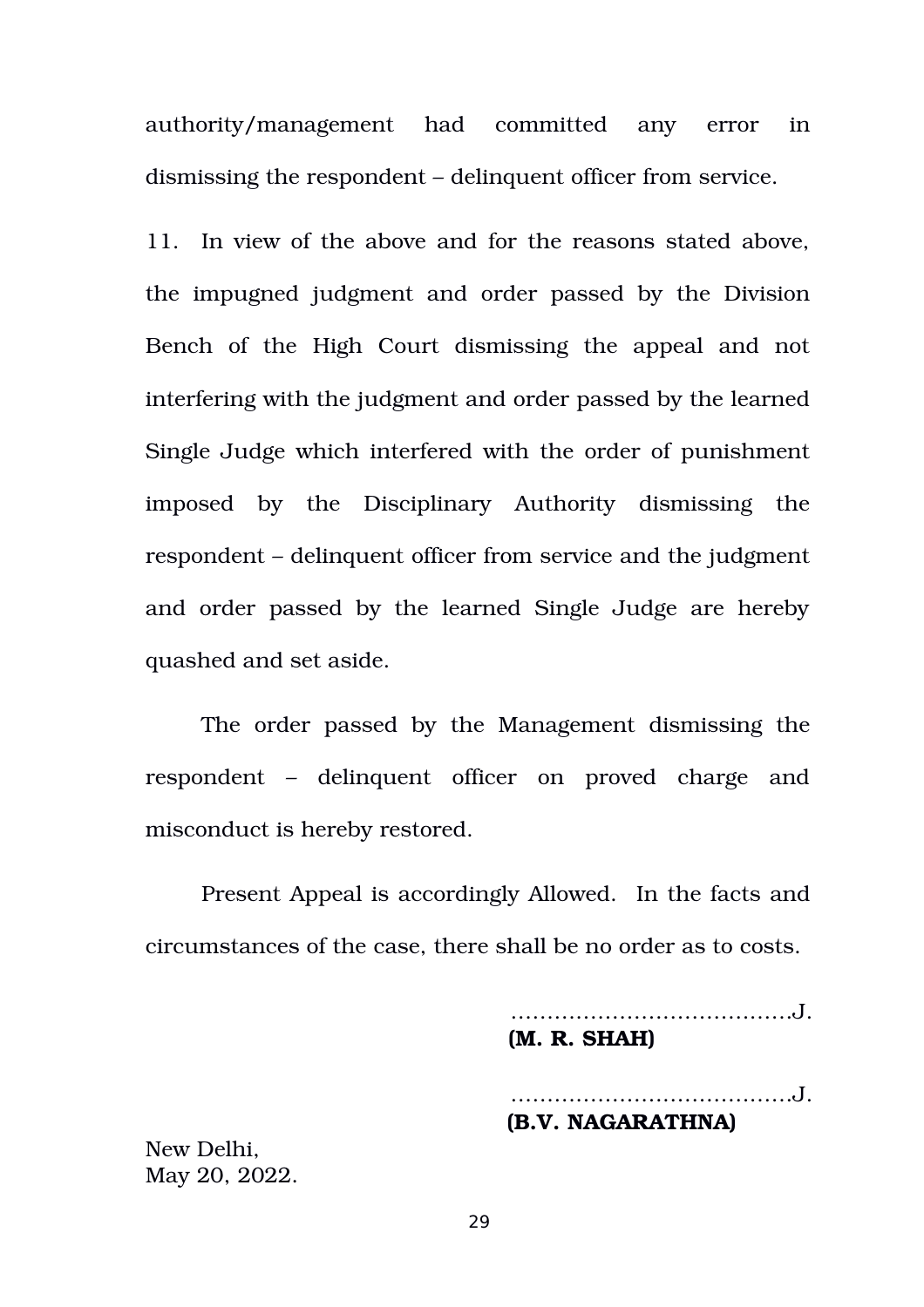authority/management had committed any error in dismissing the respondent – delinquent officer from service.

11. In view of the above and for the reasons stated above, the impugned judgment and order passed by the Division Bench of the High Court dismissing the appeal and not interfering with the judgment and order passed by the learned Single Judge which interfered with the order of punishment imposed by the Disciplinary Authority dismissing the respondent – delinquent officer from service and the judgment and order passed by the learned Single Judge are hereby quashed and set aside.

The order passed by the Management dismissing the respondent – delinquent officer on proved charge and misconduct is hereby restored.

Present Appeal is accordingly Allowed. In the facts and circumstances of the case, there shall be no order as to costs.

………………………………….J.
**(M. R. SHAH)**

………………………………….J.
**(B.V. NAGARATHNA)**

New Delhi,
May 20, 2022.